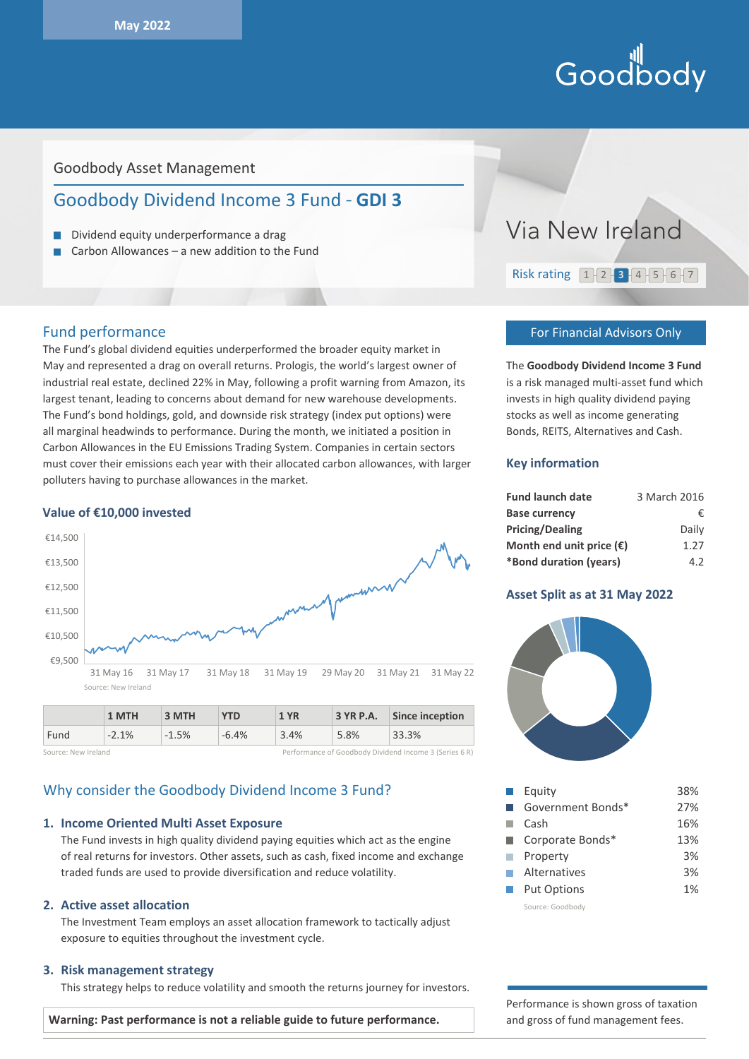May 2022

Goodbody

Goodbody Asset Management

# Goodbody Dividend Income 3 Fund - **GDI 3**

- Dividend equity underperformance a drag
- Carbon Allowances – a new addition to the Fund

Via New Ireland

Risk rating 1 2 **3** 4 5 6 7

## Fund performance

The Fund's global dividend equities underperformed the broader equity market in May and represented a drag on overall returns. Prologis, the world's largest owner of industrial real estate, declined 22% in May, following a profit warning from Amazon, its largest tenant, leading to concerns about demand for new warehouse developments. The Fund's bond holdings, gold, and downside risk strategy (index put options) were all marginal headwinds to performance. During the month, we initiated a position in Carbon Allowances in the EU Emissions Trading System. Companies in certain sectors must cover their emissions each year with their allocated carbon allowances, with larger polluters having to purchase allowances in the market.

### Value of €10,000 invested

Source: New Ireland

| | 1 MTH | 3 MTH | YTD | 1 YR | 3 YR P.A. | Since inception |
|---|---|---|---|---|---|---|
| Fund | -2.1% | -1.5% | -6.4% | 3.4% | 5.8% | 33.3% |

Source: New Ireland — Performance of Goodbody Dividend Income 3 (Series 6 R)

## Why consider the Goodbody Dividend Income 3 Fund?

1. **Income Oriented Multi Asset Exposure**
   The Fund invests in high quality dividend paying equities which act as the engine of real returns for investors. Other assets, such as cash, fixed income and exchange traded funds are used to provide diversification and reduce volatility.

2. **Active asset allocation**
   The Investment Team employs an asset allocation framework to tactically adjust exposure to equities throughout the investment cycle.

3. **Risk management strategy**
   This strategy helps to reduce volatility and smooth the returns journey for investors.

**Warning: Past performance is not a reliable guide to future performance.**

**For Financial Advisors Only**

The **Goodbody Dividend Income 3 Fund** is a risk managed multi-asset fund which invests in high quality dividend paying stocks as well as income generating Bonds, REITS, Alternatives and Cash.

### Key information

| | |
|---|---|
| **Fund launch date** | 3 March 2016 |
| **Base currency** | € |
| **Pricing/Dealing** | Daily |
| **Month end unit price (€)** | 1.27 |
| ***Bond duration (years)** | 4.2 |

### Asset Split as at 31 May 2022

| Asset | % |
|---|---|
| Equity | 38% |
| Government Bonds* | 27% |
| Cash | 16% |
| Corporate Bonds* | 13% |
| Property | 3% |
| Alternatives | 3% |
| Put Options | 1% |

Source: Goodbody

Performance is shown gross of taxation and gross of fund management fees.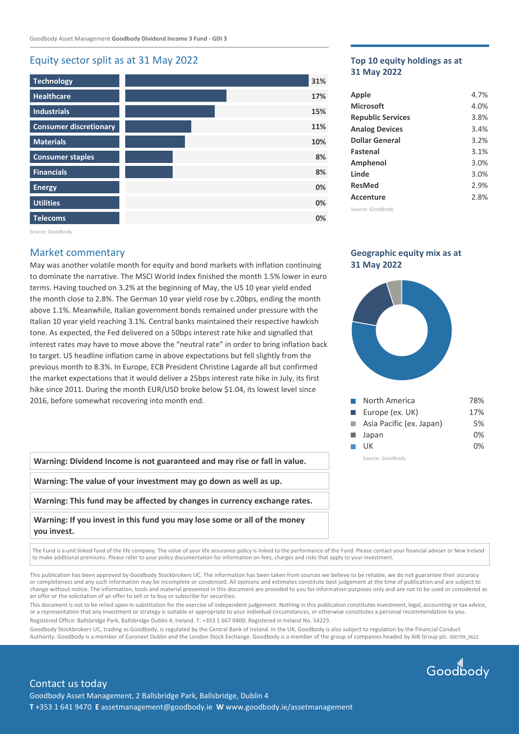## Equity sector split as at 31 May 2022

Technology 31%
Healthcare 17%
Industrials 15%
Consumer discretionary 11%
Materials 10%
Consumer staples 8%
Financials 8%
Energy 0%
Utilities 0%
Telecoms 0%

Source: Goodbody

## Top 10 equity holdings as at 31 May 2022

| | |
|---|---|
| **Apple** | 4.7% |
| **Microsoft** | 4.0% |
| **Republic Services** | 3.8% |
| **Analog Devices** | 3.4% |
| **Dollar General** | 3.2% |
| **Fastenal** | 3.1% |
| **Amphenol** | 3.0% |
| **Linde** | 3.0% |
| **ResMed** | 2.9% |
| **Accenture** | 2.8% |

Source: Goodbody

## Market commentary

May was another volatile month for equity and bond markets with inflation continuing to dominate the narrative. The MSCI World Index finished the month 1.5% lower in euro terms. Having touched on 3.2% at the beginning of May, the US 10 year yield ended the month close to 2.8%. The German 10 year yield rose by c.20bps, ending the month above 1.1%. Meanwhile, Italian government bonds remained under pressure with the Italian 10 year yield reaching 3.1%. Central banks maintained their respective hawkish tone. As expected, the Fed delivered on a 50bps interest rate hike and signalled that interest rates may have to move above the "neutral rate" in order to bring inflation back to target. US headline inflation came in above expectations but fell slightly from the previous month to 8.3%. In Europe, ECB President Christine Lagarde all but confirmed the market expectations that it would deliver a 25bps interest rate hike in July, its first hike since 2011. During the month EUR/USD broke below $1.04, its lowest level since 2016, before somewhat recovering into month end.

## Geographic equity mix as at 31 May 2022

North America 78%
Europe (ex. UK) 17%
Asia Pacific (ex. Japan) 5%
Japan 0%
UK 0%

Source: Goodbody

**Warning: Dividend Income is not guaranteed and may rise or fall in value.**

**Warning: The value of your investment may go down as well as up.**

**Warning: This fund may be affected by changes in currency exchange rates.**

**Warning: If you invest in this fund you may lose some or all of the money you invest.**

The Fund is a unit linked fund of the life company. The value of your life assurance policy is linked to the performance of the Fund. Please contact your financial adviser or New Ireland to make additional premiums. Please refer to your policy documentation for information on fees, charges and risks that apply to your investment.

This publication has been approved by Goodbody Stockbrokers UC. The information has been taken from sources we believe to be reliable, we do not guarantee their accuracy or completeness and any such information may be incomplete or condensed. All opinions and estimates constitute best judgement at the time of publication and are subject to change without notice. The information, tools and material presented in this document are provided to you for information purposes only and are not to be used or considered as an offer or the solicitation of an offer to sell or to buy or subscribe for securities.

This document is not to be relied upon in substitution for the exercise of independent judgement. Nothing in this publication constitutes investment, legal, accounting or tax advice, or a representation that any investment or strategy is suitable or appropriate to your individual circumstances, or otherwise constitutes a personal recommendation to you.

Registered Office: Ballsbridge Park, Ballsbridge Dublin 4, Ireland. T: +353 1 667 0400. Registered in Ireland No. 54223.

Goodbody Stockbrokers UC, trading as Goodbody, is regulated by the Central Bank of Ireland. In the UK, Goodbody is also subject to regulation by the Financial Conduct Authority. Goodbody is a member of Euronext Dublin and the London Stock Exchange. Goodbody is a member of the group of companies headed by AIB Group plc. 000799_0622

## Contact us today

Goodbody Asset Management, 2 Ballsbridge Park, Ballsbridge, Dublin 4

**T** +353 1 641 9470 **E** assetmanagement@goodbody.ie **W** www.goodbody.ie/assetmanagement